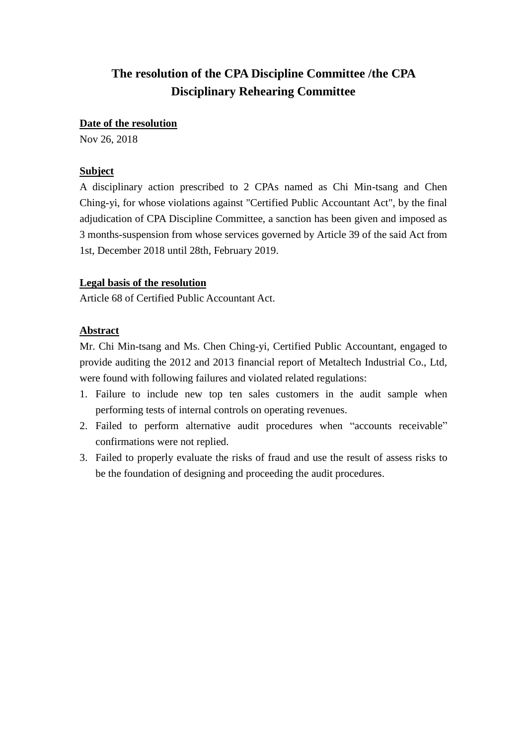# The resolution of the CPA Discipline Committee /the CPA Disciplinary Rehearing Committee

**Date of the resolution**

Nov 26, 2018

**Subject**

A disciplinary action prescribed to 2 CPAs named as Chi Min-tsang and Chen Ching-yi, for whose violations against "Certified Public Accountant Act", by the final adjudication of CPA Discipline Committee, a sanction has been given and imposed as 3 months-suspension from whose services governed by Article 39 of the said Act from 1st, December 2018 until 28th, February 2019.

**Legal basis of the resolution**

Article 68 of Certified Public Accountant Act.

**Abstract**

Mr. Chi Min-tsang and Ms. Chen Ching-yi, Certified Public Accountant, engaged to provide auditing the 2012 and 2013 financial report of Metaltech Industrial Co., Ltd, were found with following failures and violated related regulations:

1. Failure to include new top ten sales customers in the audit sample when performing tests of internal controls on operating revenues.
2. Failed to perform alternative audit procedures when “accounts receivable” confirmations were not replied.
3. Failed to properly evaluate the risks of fraud and use the result of assess risks to be the foundation of designing and proceeding the audit procedures.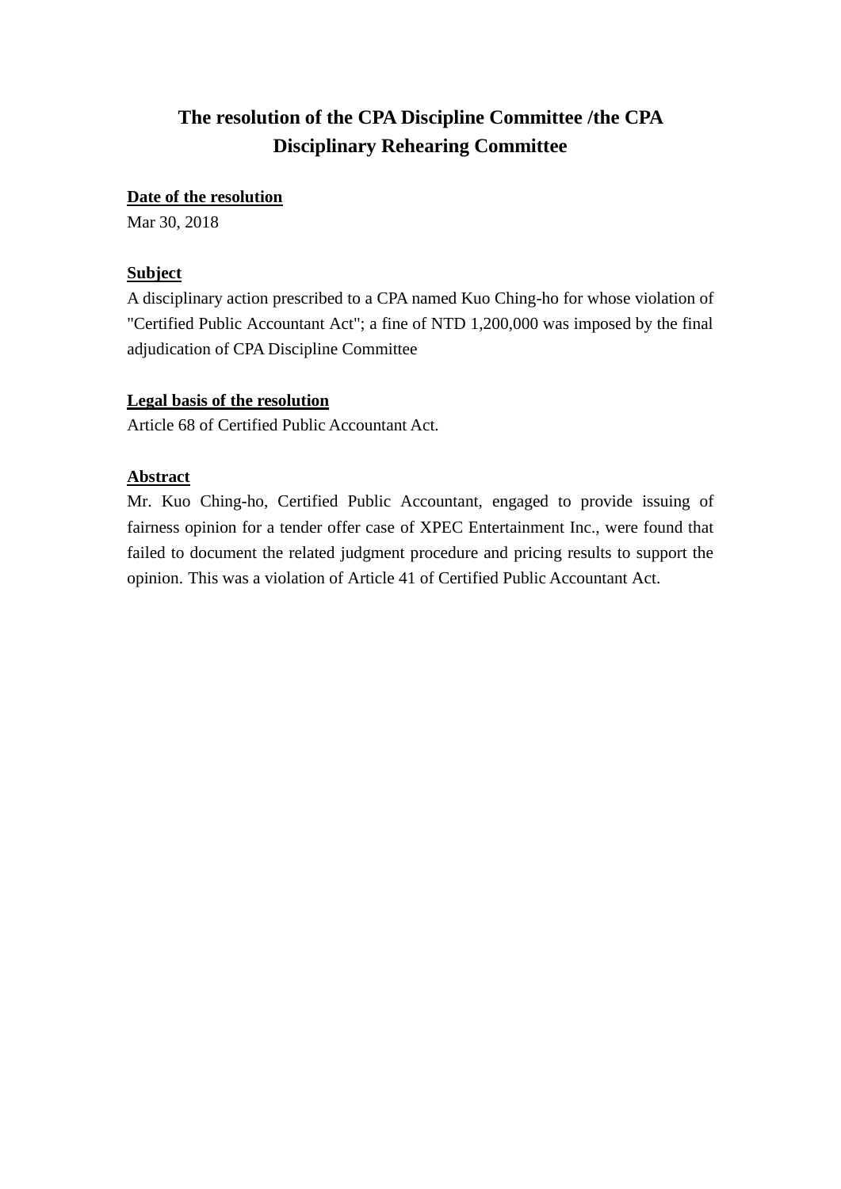# The resolution of the CPA Discipline Committee /the CPA Disciplinary Rehearing Committee

**Date of the resolution**

Mar 30, 2018

**Subject**

A disciplinary action prescribed to a CPA named Kuo Ching-ho for whose violation of "Certified Public Accountant Act"; a fine of NTD 1,200,000 was imposed by the final adjudication of CPA Discipline Committee

**Legal basis of the resolution**

Article 68 of Certified Public Accountant Act.

**Abstract**

Mr. Kuo Ching-ho, Certified Public Accountant, engaged to provide issuing of fairness opinion for a tender offer case of XPEC Entertainment Inc., were found that failed to document the related judgment procedure and pricing results to support the opinion. This was a violation of Article 41 of Certified Public Accountant Act.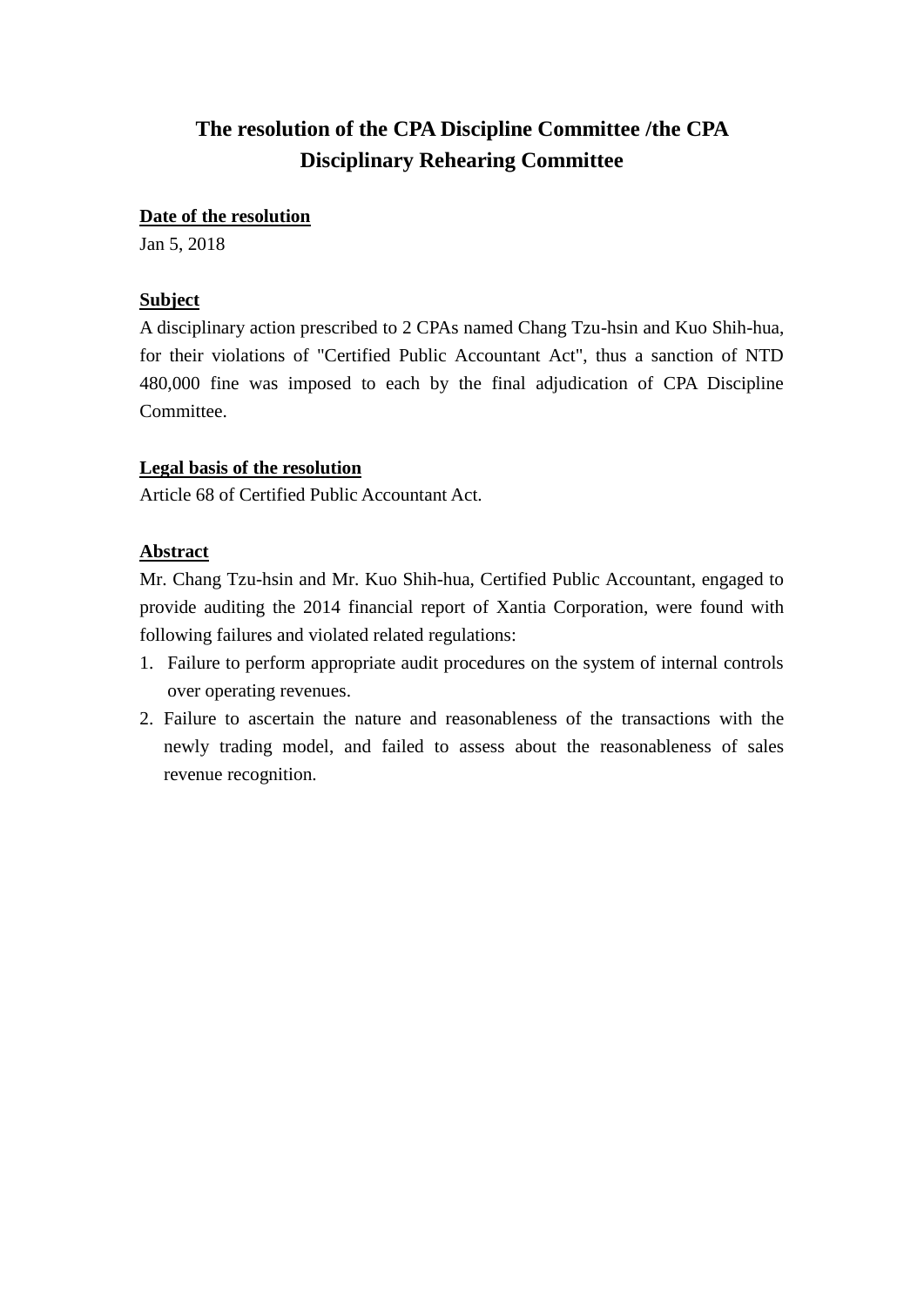# The resolution of the CPA Discipline Committee /the CPA Disciplinary Rehearing Committee

**Date of the resolution**

Jan 5, 2018

**Subject**

A disciplinary action prescribed to 2 CPAs named Chang Tzu-hsin and Kuo Shih-hua, for their violations of "Certified Public Accountant Act", thus a sanction of NTD 480,000 fine was imposed to each by the final adjudication of CPA Discipline Committee.

**Legal basis of the resolution**

Article 68 of Certified Public Accountant Act.

**Abstract**

Mr. Chang Tzu-hsin and Mr. Kuo Shih-hua, Certified Public Accountant, engaged to provide auditing the 2014 financial report of Xantia Corporation, were found with following failures and violated related regulations:

1. Failure to perform appropriate audit procedures on the system of internal controls over operating revenues.
2. Failure to ascertain the nature and reasonableness of the transactions with the newly trading model, and failed to assess about the reasonableness of sales revenue recognition.